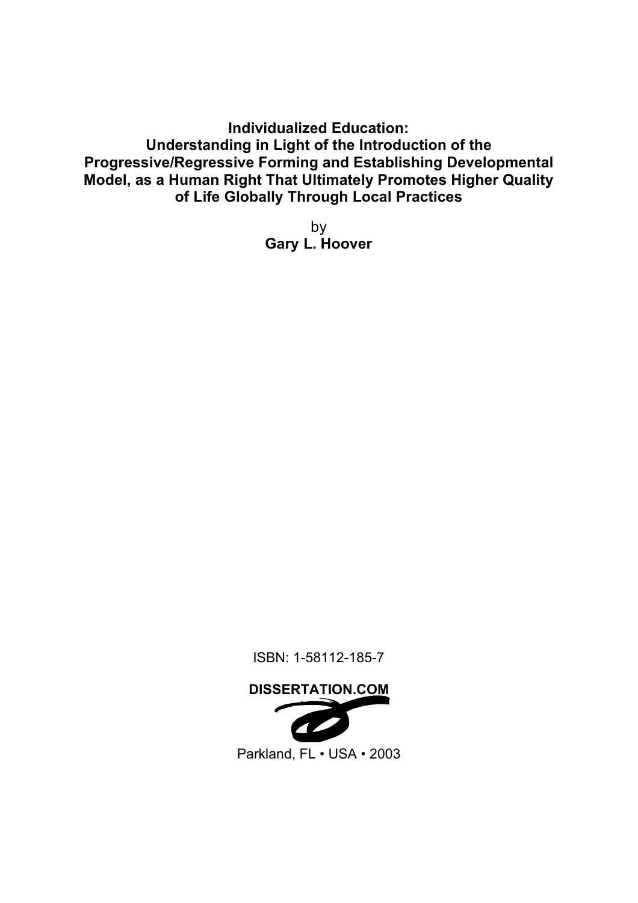# Individualized Education: Understanding in Light of the Introduction of the Progressive/Regressive Forming and Establishing Developmental Model, as a Human Right That Ultimately Promotes Higher Quality of Life Globally Through Local Practices

by

**Gary L. Hoover**

ISBN: 1-58112-185-7

**DISSERTATION.COM**

Parkland, FL • USA • 2003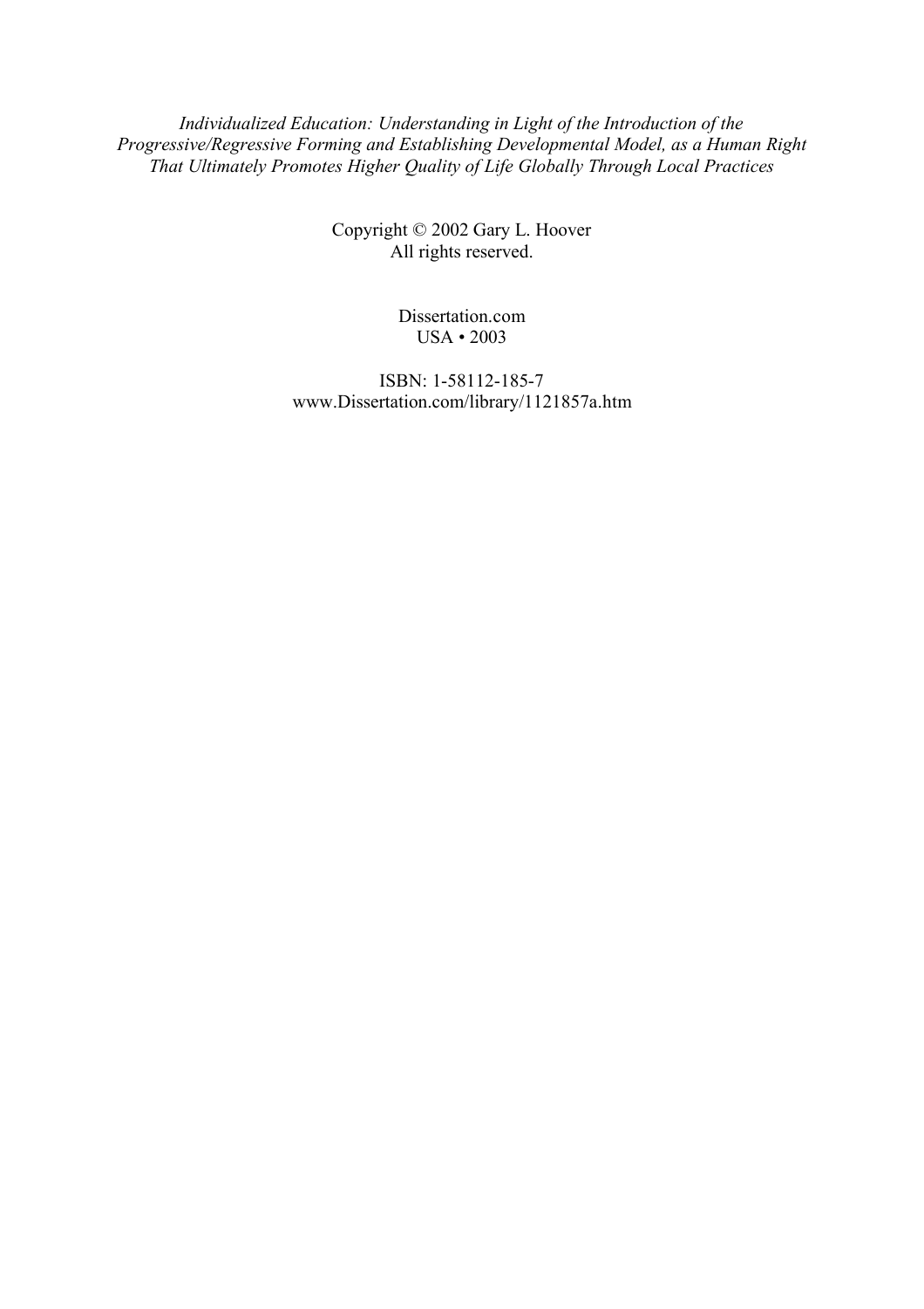*Individualized Education: Understanding in Light of the Introduction of the Progressive/Regressive Forming and Establishing Developmental Model, as a Human Right That Ultimately Promotes Higher Quality of Life Globally Through Local Practices*

Copyright © 2002 Gary L. Hoover
All rights reserved.

Dissertation.com
USA • 2003

ISBN: 1-58112-185-7
www.Dissertation.com/library/1121857a.htm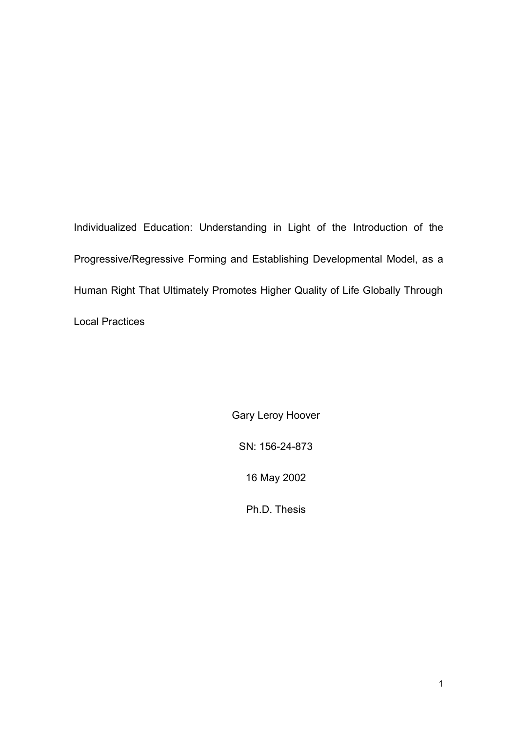# Individualized Education: Understanding in Light of the Introduction of the Progressive/Regressive Forming and Establishing Developmental Model, as a Human Right That Ultimately Promotes Higher Quality of Life Globally Through Local Practices

Gary Leroy Hoover

SN: 156-24-873

16 May 2002

Ph.D. Thesis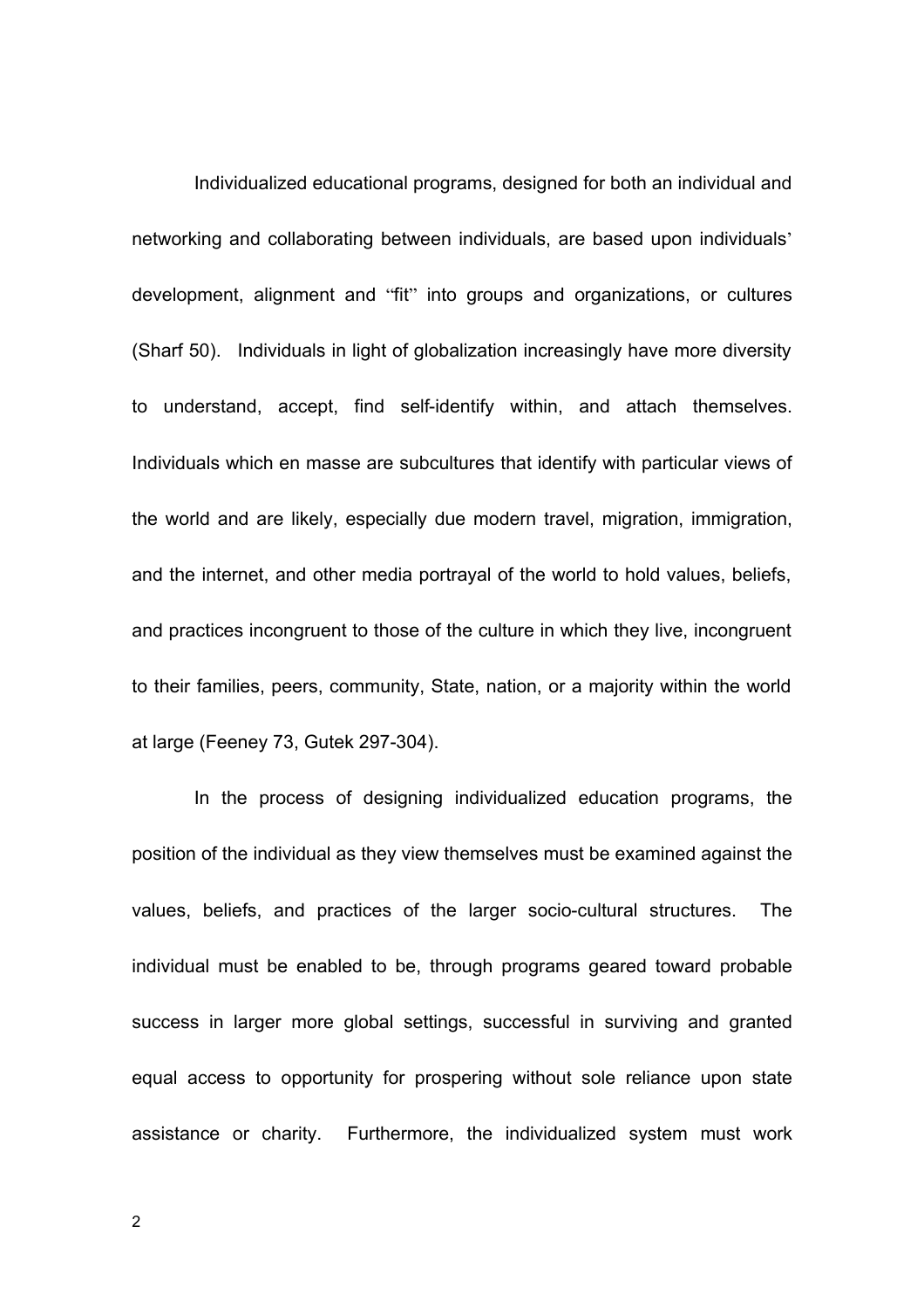Individualized educational programs, designed for both an individual and networking and collaborating between individuals, are based upon individuals' development, alignment and "fit" into groups and organizations, or cultures (Sharf 50). Individuals in light of globalization increasingly have more diversity to understand, accept, find self-identify within, and attach themselves. Individuals which en masse are subcultures that identify with particular views of the world and are likely, especially due modern travel, migration, immigration, and the internet, and other media portrayal of the world to hold values, beliefs, and practices incongruent to those of the culture in which they live, incongruent to their families, peers, community, State, nation, or a majority within the world at large (Feeney 73, Gutek 297-304).

In the process of designing individualized education programs, the position of the individual as they view themselves must be examined against the values, beliefs, and practices of the larger socio-cultural structures. The individual must be enabled to be, through programs geared toward probable success in larger more global settings, successful in surviving and granted equal access to opportunity for prospering without sole reliance upon state assistance or charity. Furthermore, the individualized system must work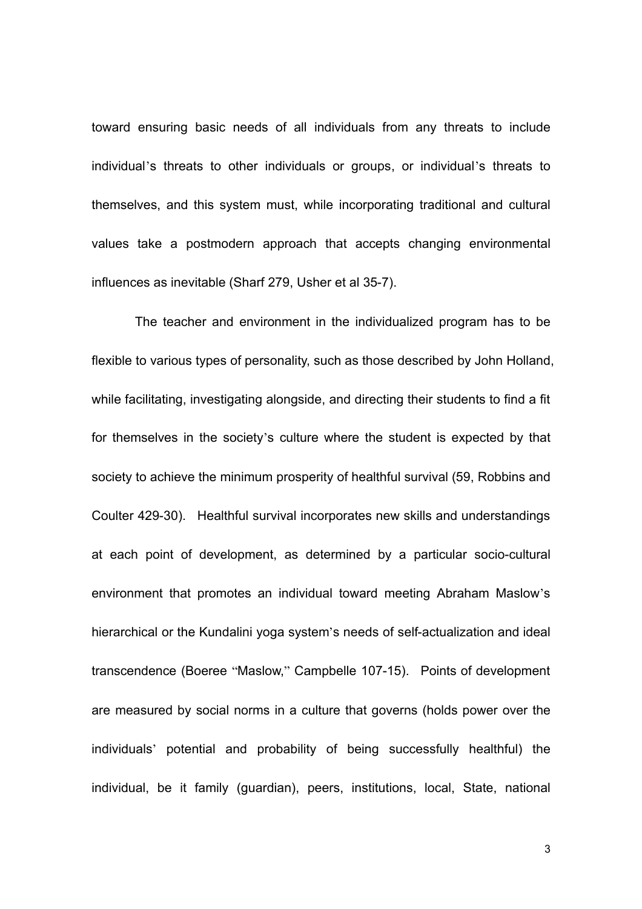toward ensuring basic needs of all individuals from any threats to include individual's threats to other individuals or groups, or individual's threats to themselves, and this system must, while incorporating traditional and cultural values take a postmodern approach that accepts changing environmental influences as inevitable (Sharf 279, Usher et al 35-7).

The teacher and environment in the individualized program has to be flexible to various types of personality, such as those described by John Holland, while facilitating, investigating alongside, and directing their students to find a fit for themselves in the society's culture where the student is expected by that society to achieve the minimum prosperity of healthful survival (59, Robbins and Coulter 429-30). Healthful survival incorporates new skills and understandings at each point of development, as determined by a particular socio-cultural environment that promotes an individual toward meeting Abraham Maslow's hierarchical or the Kundalini yoga system's needs of self-actualization and ideal transcendence (Boeree "Maslow," Campbelle 107-15). Points of development are measured by social norms in a culture that governs (holds power over the individuals' potential and probability of being successfully healthful) the individual, be it family (guardian), peers, institutions, local, State, national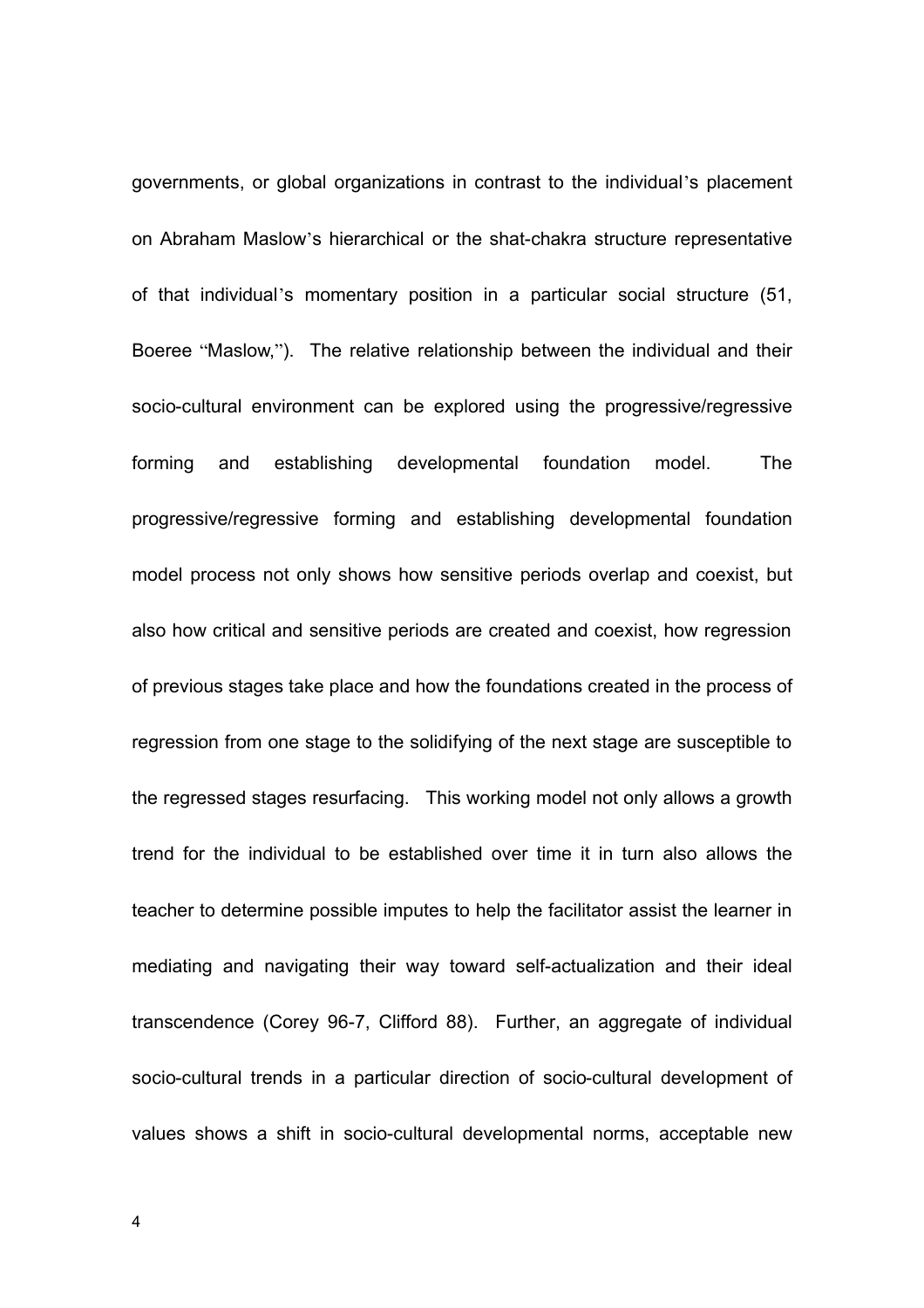governments, or global organizations in contrast to the individual's placement on Abraham Maslow's hierarchical or the shat-chakra structure representative of that individual's momentary position in a particular social structure (51, Boeree "Maslow,"). The relative relationship between the individual and their socio-cultural environment can be explored using the progressive/regressive forming and establishing developmental foundation model. The progressive/regressive forming and establishing developmental foundation model process not only shows how sensitive periods overlap and coexist, but also how critical and sensitive periods are created and coexist, how regression of previous stages take place and how the foundations created in the process of regression from one stage to the solidifying of the next stage are susceptible to the regressed stages resurfacing. This working model not only allows a growth trend for the individual to be established over time it in turn also allows the teacher to determine possible imputes to help the facilitator assist the learner in mediating and navigating their way toward self-actualization and their ideal transcendence (Corey 96-7, Clifford 88). Further, an aggregate of individual socio-cultural trends in a particular direction of socio-cultural development of values shows a shift in socio-cultural developmental norms, acceptable new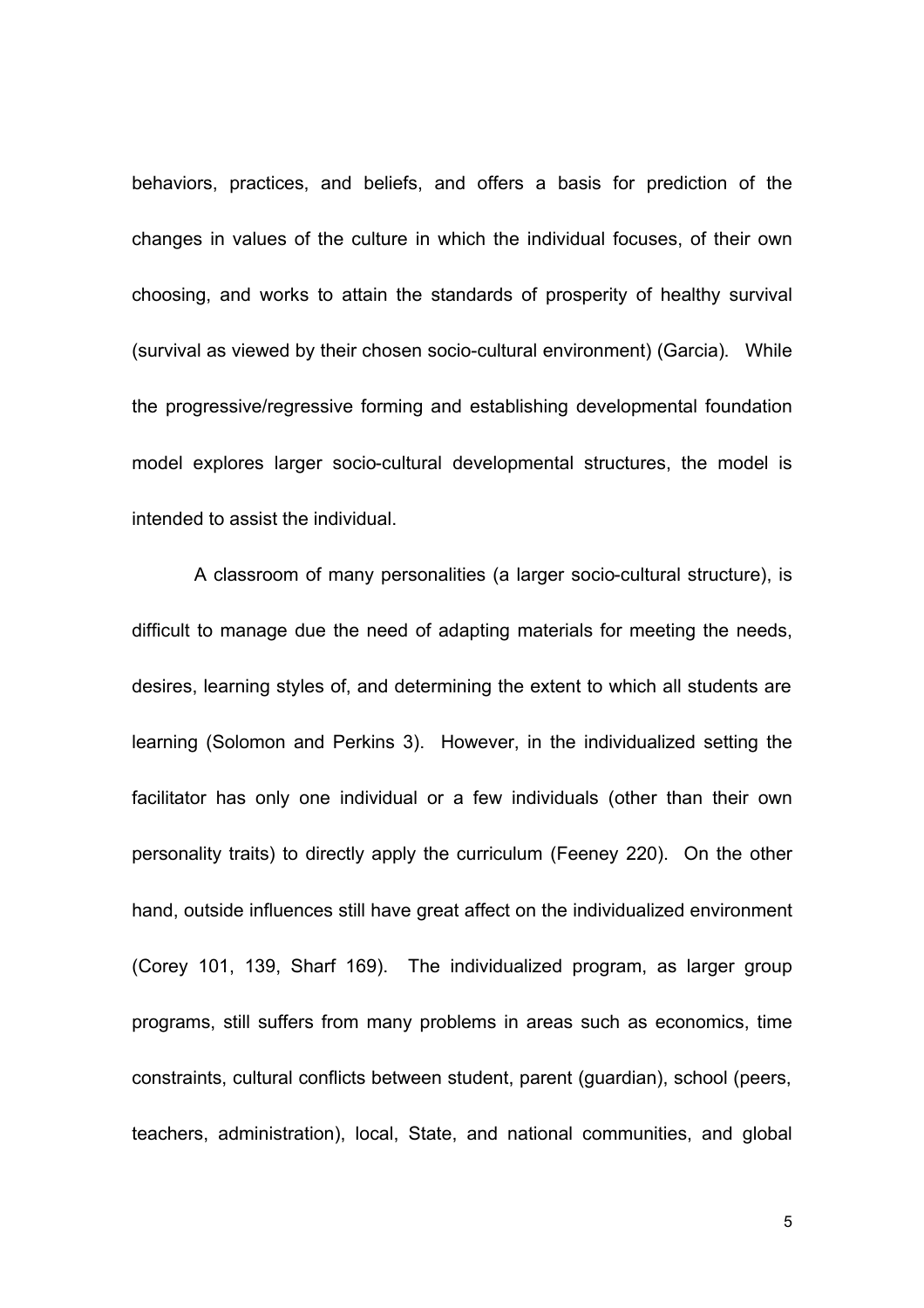behaviors, practices, and beliefs, and offers a basis for prediction of the changes in values of the culture in which the individual focuses, of their own choosing, and works to attain the standards of prosperity of healthy survival (survival as viewed by their chosen socio-cultural environment) (Garcia). While the progressive/regressive forming and establishing developmental foundation model explores larger socio-cultural developmental structures, the model is intended to assist the individual.

A classroom of many personalities (a larger socio-cultural structure), is difficult to manage due the need of adapting materials for meeting the needs, desires, learning styles of, and determining the extent to which all students are learning (Solomon and Perkins 3). However, in the individualized setting the facilitator has only one individual or a few individuals (other than their own personality traits) to directly apply the curriculum (Feeney 220). On the other hand, outside influences still have great affect on the individualized environment (Corey 101, 139, Sharf 169). The individualized program, as larger group programs, still suffers from many problems in areas such as economics, time constraints, cultural conflicts between student, parent (guardian), school (peers, teachers, administration), local, State, and national communities, and global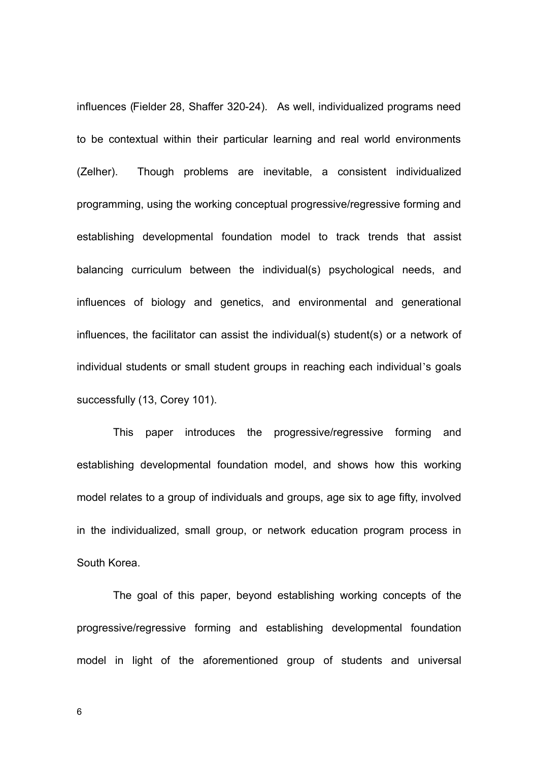influences (Fielder 28, Shaffer 320-24). As well, individualized programs need to be contextual within their particular learning and real world environments (Zelher). Though problems are inevitable, a consistent individualized programming, using the working conceptual progressive/regressive forming and establishing developmental foundation model to track trends that assist balancing curriculum between the individual(s) psychological needs, and influences of biology and genetics, and environmental and generational influences, the facilitator can assist the individual(s) student(s) or a network of individual students or small student groups in reaching each individual's goals successfully (13, Corey 101).

This paper introduces the progressive/regressive forming and establishing developmental foundation model, and shows how this working model relates to a group of individuals and groups, age six to age fifty, involved in the individualized, small group, or network education program process in South Korea.

The goal of this paper, beyond establishing working concepts of the progressive/regressive forming and establishing developmental foundation model in light of the aforementioned group of students and universal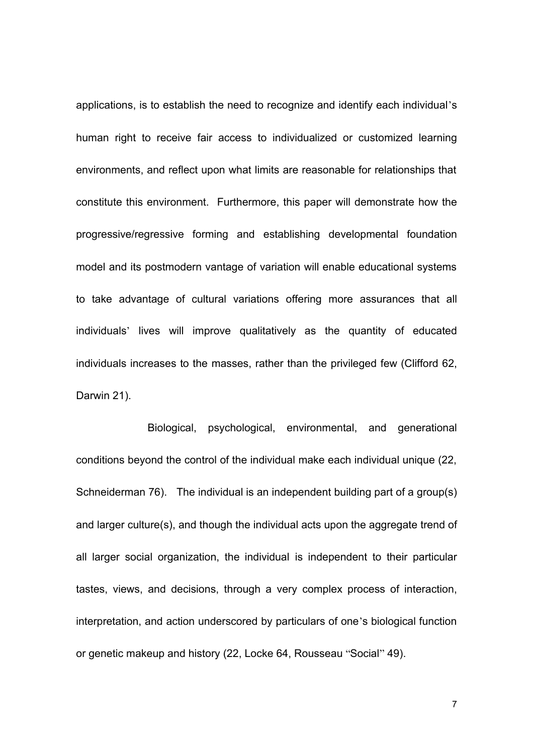applications, is to establish the need to recognize and identify each individual's human right to receive fair access to individualized or customized learning environments, and reflect upon what limits are reasonable for relationships that constitute this environment. Furthermore, this paper will demonstrate how the progressive/regressive forming and establishing developmental foundation model and its postmodern vantage of variation will enable educational systems to take advantage of cultural variations offering more assurances that all individuals' lives will improve qualitatively as the quantity of educated individuals increases to the masses, rather than the privileged few (Clifford 62, Darwin 21).

Biological, psychological, environmental, and generational conditions beyond the control of the individual make each individual unique (22, Schneiderman 76). The individual is an independent building part of a group(s) and larger culture(s), and though the individual acts upon the aggregate trend of all larger social organization, the individual is independent to their particular tastes, views, and decisions, through a very complex process of interaction, interpretation, and action underscored by particulars of one's biological function or genetic makeup and history (22, Locke 64, Rousseau "Social" 49).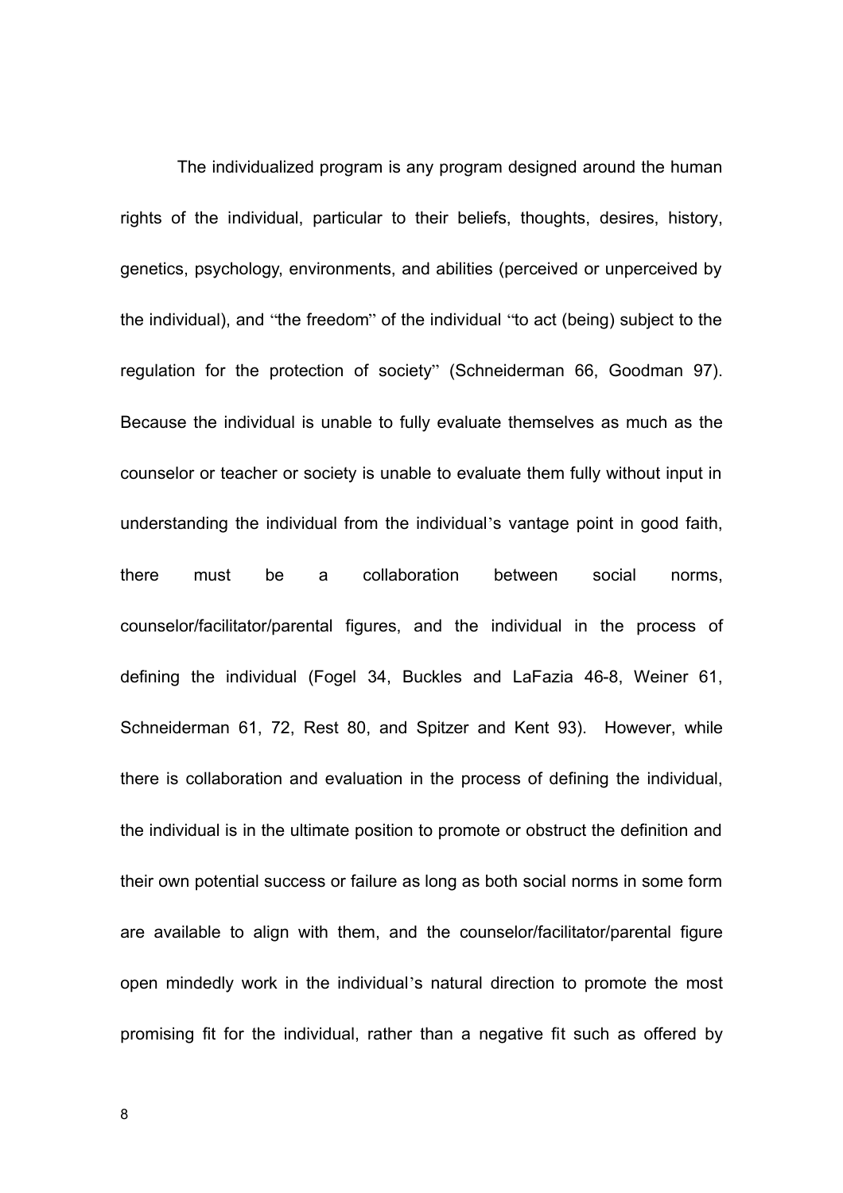The individualized program is any program designed around the human rights of the individual, particular to their beliefs, thoughts, desires, history, genetics, psychology, environments, and abilities (perceived or unperceived by the individual), and "the freedom" of the individual "to act (being) subject to the regulation for the protection of society" (Schneiderman 66, Goodman 97). Because the individual is unable to fully evaluate themselves as much as the counselor or teacher or society is unable to evaluate them fully without input in understanding the individual from the individual's vantage point in good faith, there must be a collaboration between social norms, counselor/facilitator/parental figures, and the individual in the process of defining the individual (Fogel 34, Buckles and LaFazia 46-8, Weiner 61, Schneiderman 61, 72, Rest 80, and Spitzer and Kent 93). However, while there is collaboration and evaluation in the process of defining the individual, the individual is in the ultimate position to promote or obstruct the definition and their own potential success or failure as long as both social norms in some form are available to align with them, and the counselor/facilitator/parental figure open mindedly work in the individual's natural direction to promote the most promising fit for the individual, rather than a negative fit such as offered by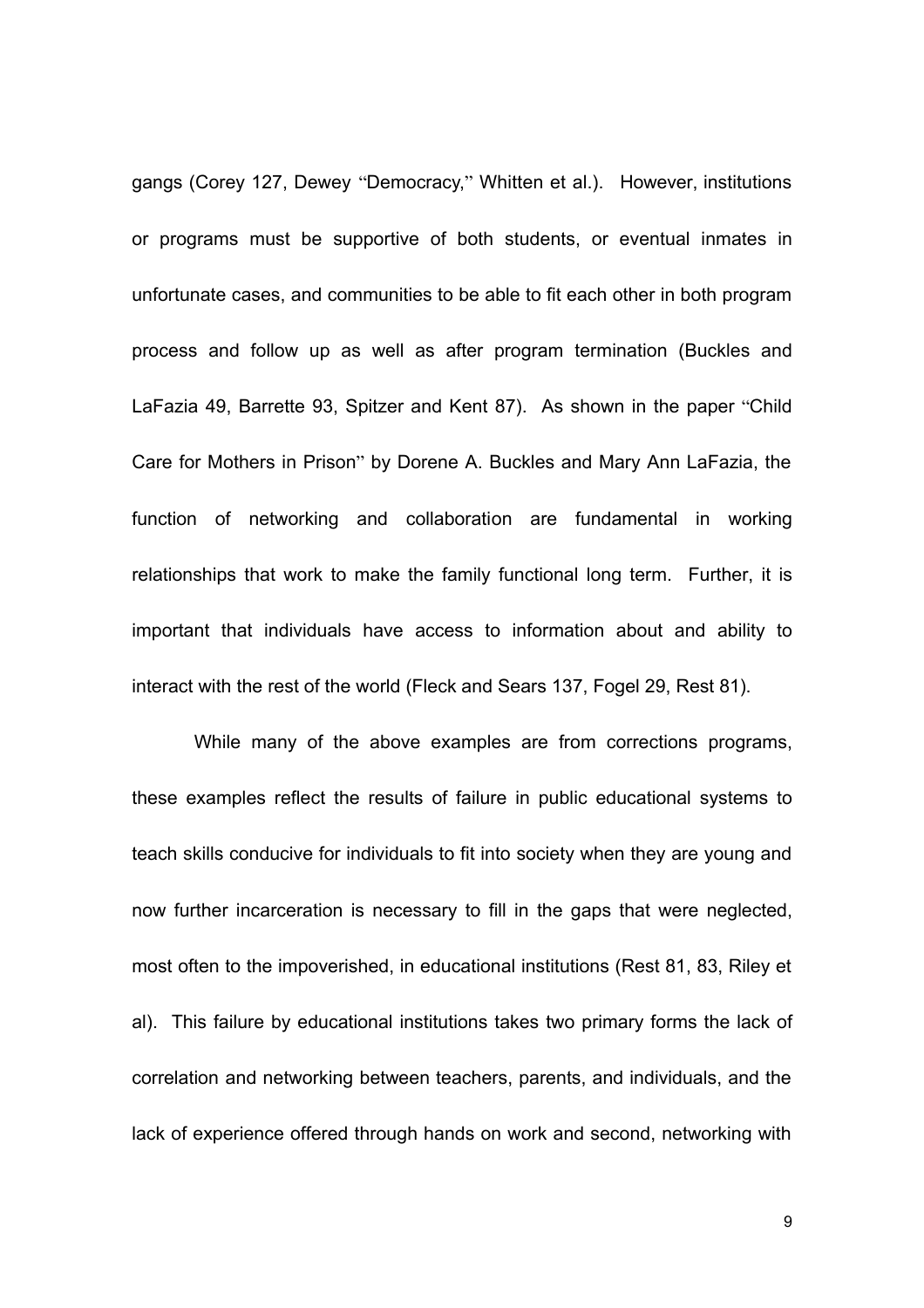gangs (Corey 127, Dewey "Democracy," Whitten et al.). However, institutions or programs must be supportive of both students, or eventual inmates in unfortunate cases, and communities to be able to fit each other in both program process and follow up as well as after program termination (Buckles and LaFazia 49, Barrette 93, Spitzer and Kent 87). As shown in the paper "Child Care for Mothers in Prison" by Dorene A. Buckles and Mary Ann LaFazia, the function of networking and collaboration are fundamental in working relationships that work to make the family functional long term. Further, it is important that individuals have access to information about and ability to interact with the rest of the world (Fleck and Sears 137, Fogel 29, Rest 81).

While many of the above examples are from corrections programs, these examples reflect the results of failure in public educational systems to teach skills conducive for individuals to fit into society when they are young and now further incarceration is necessary to fill in the gaps that were neglected, most often to the impoverished, in educational institutions (Rest 81, 83, Riley et al). This failure by educational institutions takes two primary forms the lack of correlation and networking between teachers, parents, and individuals, and the lack of experience offered through hands on work and second, networking with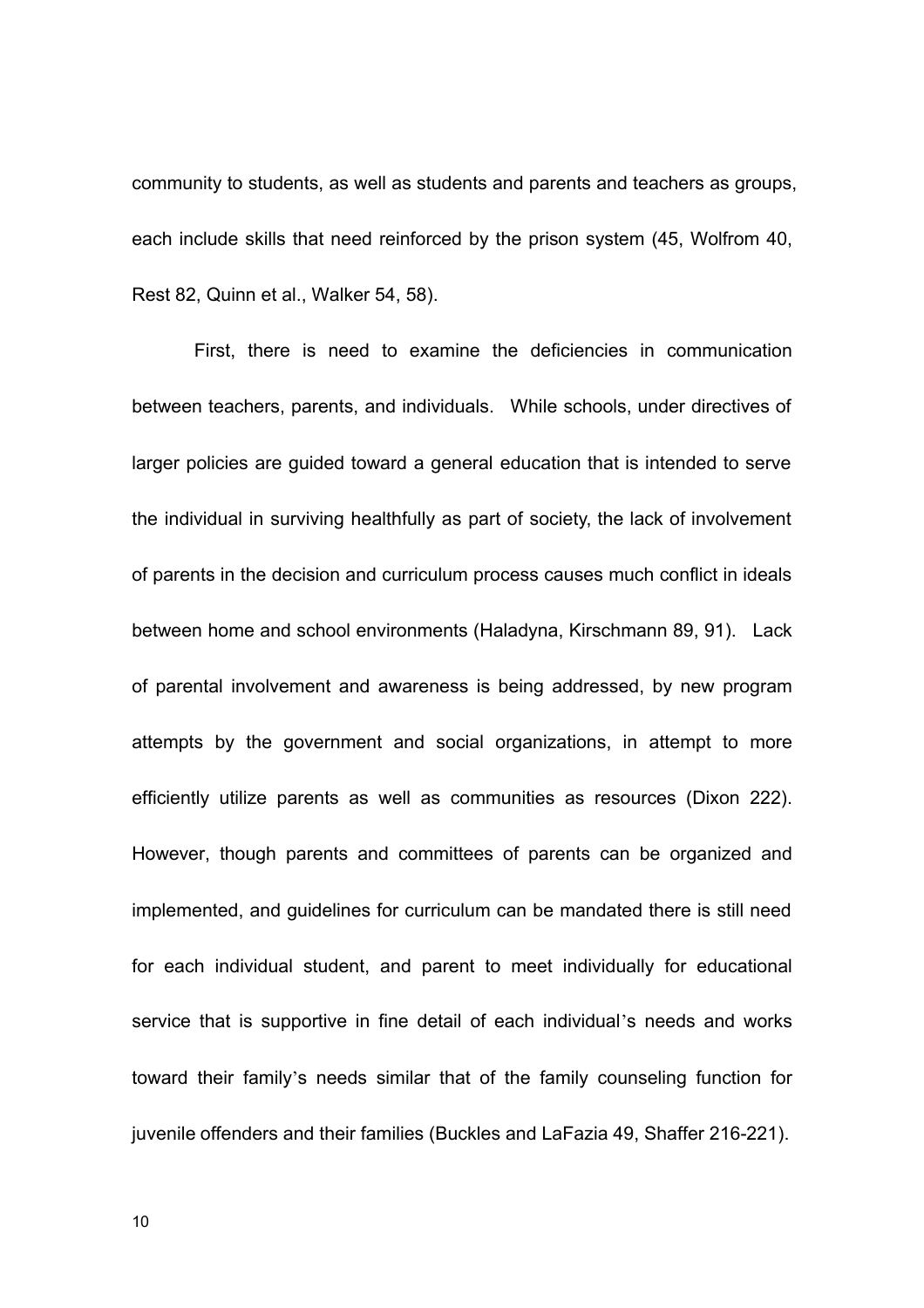community to students, as well as students and parents and teachers as groups, each include skills that need reinforced by the prison system (45, Wolfrom 40, Rest 82, Quinn et al., Walker 54, 58).

First, there is need to examine the deficiencies in communication between teachers, parents, and individuals. While schools, under directives of larger policies are guided toward a general education that is intended to serve the individual in surviving healthfully as part of society, the lack of involvement of parents in the decision and curriculum process causes much conflict in ideals between home and school environments (Haladyna, Kirschmann 89, 91). Lack of parental involvement and awareness is being addressed, by new program attempts by the government and social organizations, in attempt to more efficiently utilize parents as well as communities as resources (Dixon 222). However, though parents and committees of parents can be organized and implemented, and guidelines for curriculum can be mandated there is still need for each individual student, and parent to meet individually for educational service that is supportive in fine detail of each individual's needs and works toward their family's needs similar that of the family counseling function for juvenile offenders and their families (Buckles and LaFazia 49, Shaffer 216-221).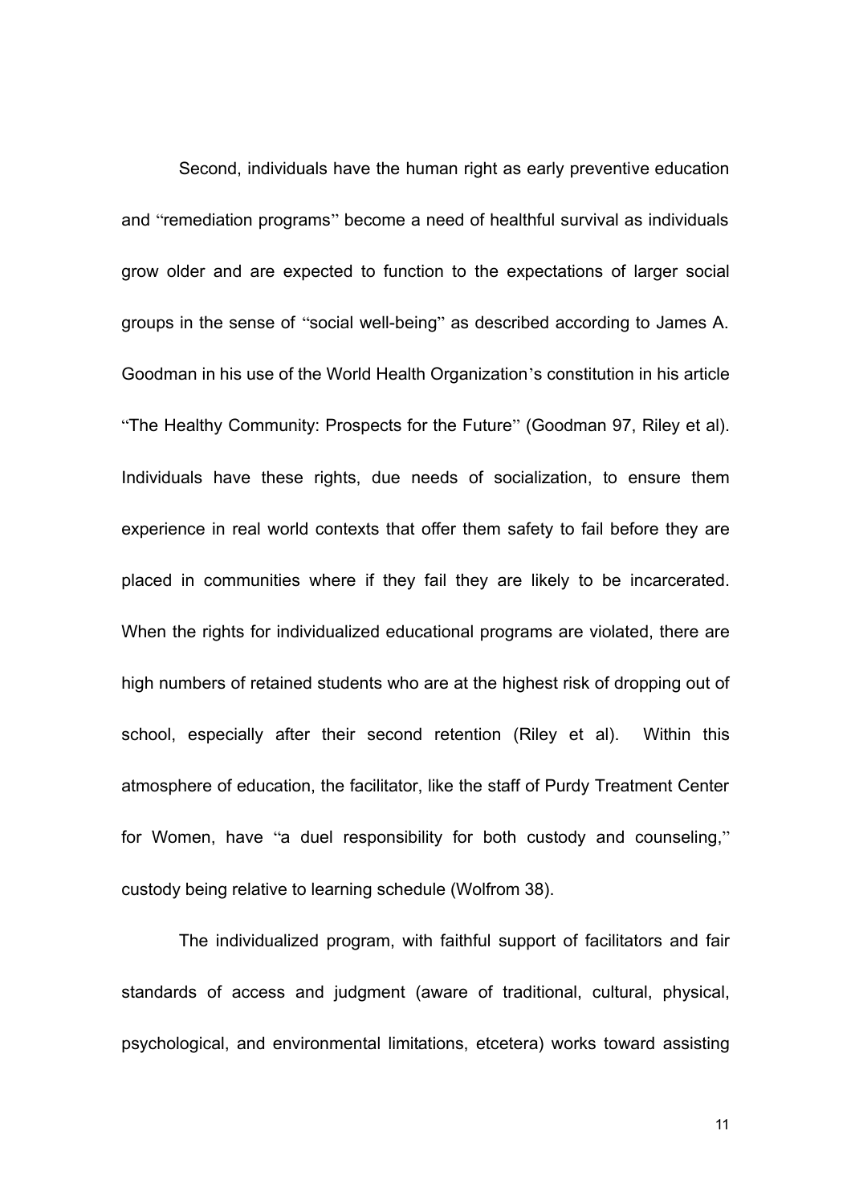Second, individuals have the human right as early preventive education and "remediation programs" become a need of healthful survival as individuals grow older and are expected to function to the expectations of larger social groups in the sense of "social well-being" as described according to James A. Goodman in his use of the World Health Organization's constitution in his article "The Healthy Community: Prospects for the Future" (Goodman 97, Riley et al). Individuals have these rights, due needs of socialization, to ensure them experience in real world contexts that offer them safety to fail before they are placed in communities where if they fail they are likely to be incarcerated. When the rights for individualized educational programs are violated, there are high numbers of retained students who are at the highest risk of dropping out of school, especially after their second retention (Riley et al). Within this atmosphere of education, the facilitator, like the staff of Purdy Treatment Center for Women, have "a duel responsibility for both custody and counseling," custody being relative to learning schedule (Wolfrom 38).

The individualized program, with faithful support of facilitators and fair standards of access and judgment (aware of traditional, cultural, physical, psychological, and environmental limitations, etcetera) works toward assisting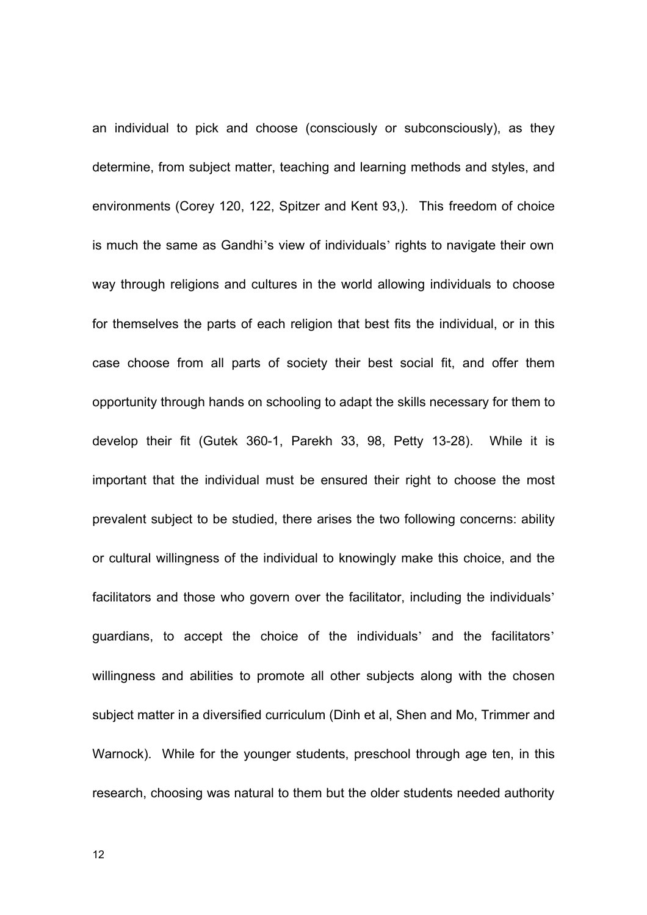an individual to pick and choose (consciously or subconsciously), as they determine, from subject matter, teaching and learning methods and styles, and environments (Corey 120, 122, Spitzer and Kent 93,). This freedom of choice is much the same as Gandhi's view of individuals' rights to navigate their own way through religions and cultures in the world allowing individuals to choose for themselves the parts of each religion that best fits the individual, or in this case choose from all parts of society their best social fit, and offer them opportunity through hands on schooling to adapt the skills necessary for them to develop their fit (Gutek 360-1, Parekh 33, 98, Petty 13-28). While it is important that the individual must be ensured their right to choose the most prevalent subject to be studied, there arises the two following concerns: ability or cultural willingness of the individual to knowingly make this choice, and the facilitators and those who govern over the facilitator, including the individuals' guardians, to accept the choice of the individuals' and the facilitators' willingness and abilities to promote all other subjects along with the chosen subject matter in a diversified curriculum (Dinh et al, Shen and Mo, Trimmer and Warnock). While for the younger students, preschool through age ten, in this research, choosing was natural to them but the older students needed authority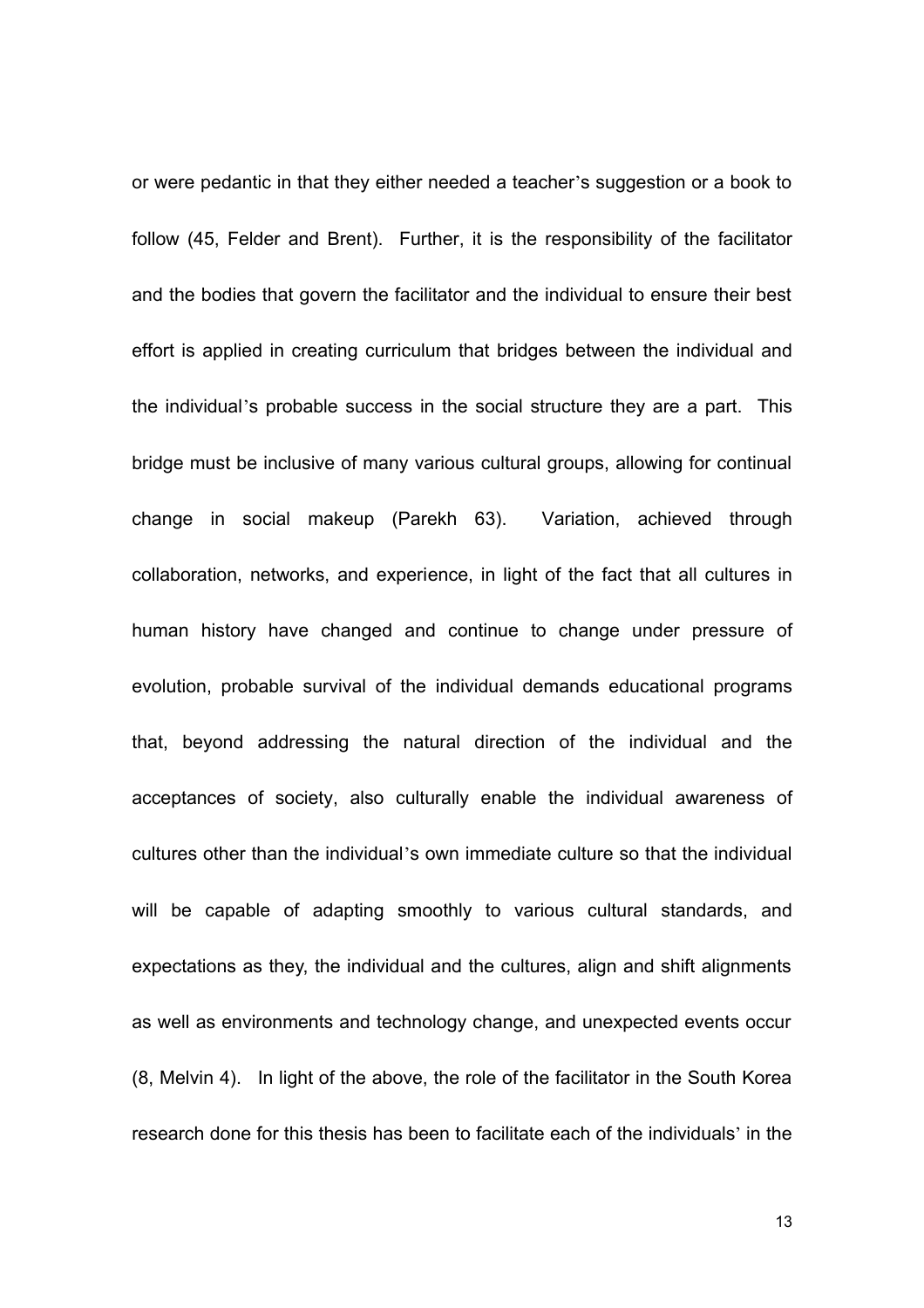or were pedantic in that they either needed a teacher's suggestion or a book to follow (45, Felder and Brent). Further, it is the responsibility of the facilitator and the bodies that govern the facilitator and the individual to ensure their best effort is applied in creating curriculum that bridges between the individual and the individual's probable success in the social structure they are a part. This bridge must be inclusive of many various cultural groups, allowing for continual change in social makeup (Parekh 63). Variation, achieved through collaboration, networks, and experience, in light of the fact that all cultures in human history have changed and continue to change under pressure of evolution, probable survival of the individual demands educational programs that, beyond addressing the natural direction of the individual and the acceptances of society, also culturally enable the individual awareness of cultures other than the individual's own immediate culture so that the individual will be capable of adapting smoothly to various cultural standards, and expectations as they, the individual and the cultures, align and shift alignments as well as environments and technology change, and unexpected events occur (8, Melvin 4). In light of the above, the role of the facilitator in the South Korea research done for this thesis has been to facilitate each of the individuals' in the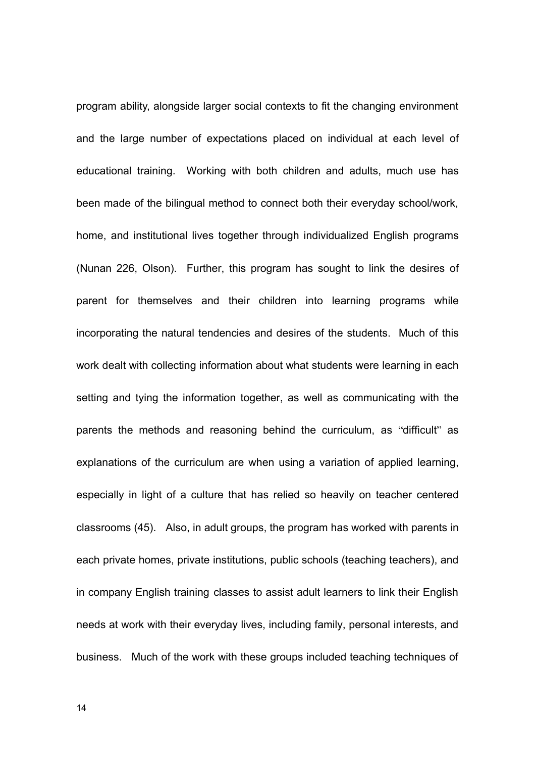program ability, alongside larger social contexts to fit the changing environment and the large number of expectations placed on individual at each level of educational training. Working with both children and adults, much use has been made of the bilingual method to connect both their everyday school/work, home, and institutional lives together through individualized English programs (Nunan 226, Olson). Further, this program has sought to link the desires of parent for themselves and their children into learning programs while incorporating the natural tendencies and desires of the students. Much of this work dealt with collecting information about what students were learning in each setting and tying the information together, as well as communicating with the parents the methods and reasoning behind the curriculum, as "difficult" as explanations of the curriculum are when using a variation of applied learning, especially in light of a culture that has relied so heavily on teacher centered classrooms (45). Also, in adult groups, the program has worked with parents in each private homes, private institutions, public schools (teaching teachers), and in company English training classes to assist adult learners to link their English needs at work with their everyday lives, including family, personal interests, and business. Much of the work with these groups included teaching techniques of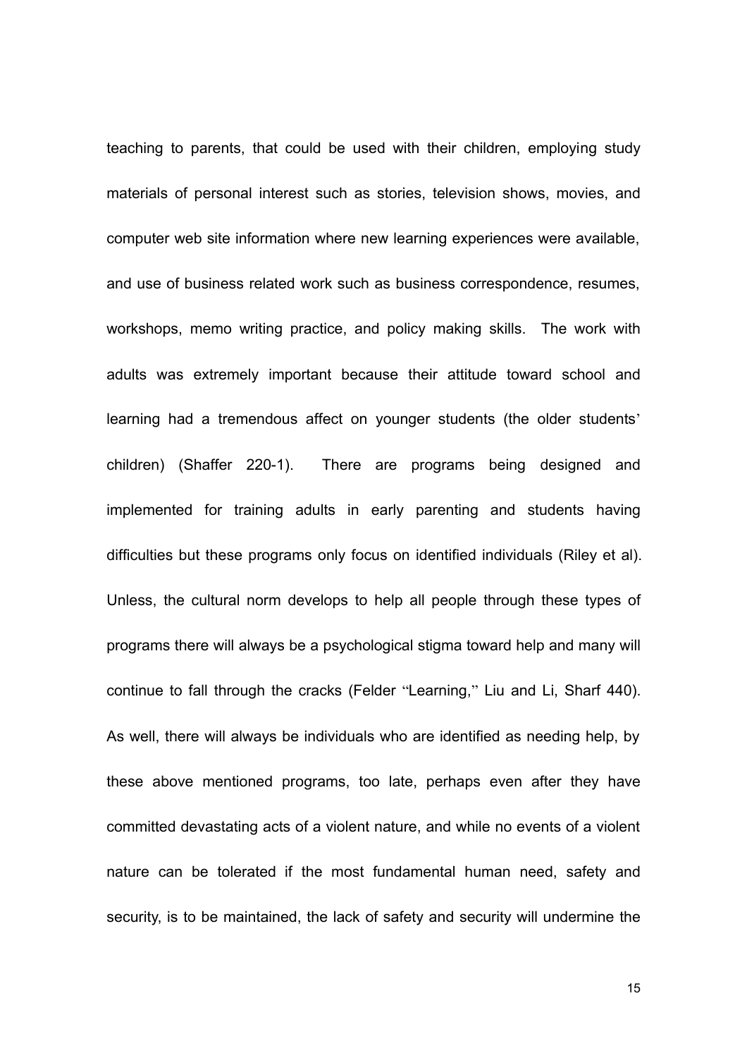teaching to parents, that could be used with their children, employing study materials of personal interest such as stories, television shows, movies, and computer web site information where new learning experiences were available, and use of business related work such as business correspondence, resumes, workshops, memo writing practice, and policy making skills. The work with adults was extremely important because their attitude toward school and learning had a tremendous affect on younger students (the older students' children) (Shaffer 220-1). There are programs being designed and implemented for training adults in early parenting and students having difficulties but these programs only focus on identified individuals (Riley et al). Unless, the cultural norm develops to help all people through these types of programs there will always be a psychological stigma toward help and many will continue to fall through the cracks (Felder "Learning," Liu and Li, Sharf 440). As well, there will always be individuals who are identified as needing help, by these above mentioned programs, too late, perhaps even after they have committed devastating acts of a violent nature, and while no events of a violent nature can be tolerated if the most fundamental human need, safety and security, is to be maintained, the lack of safety and security will undermine the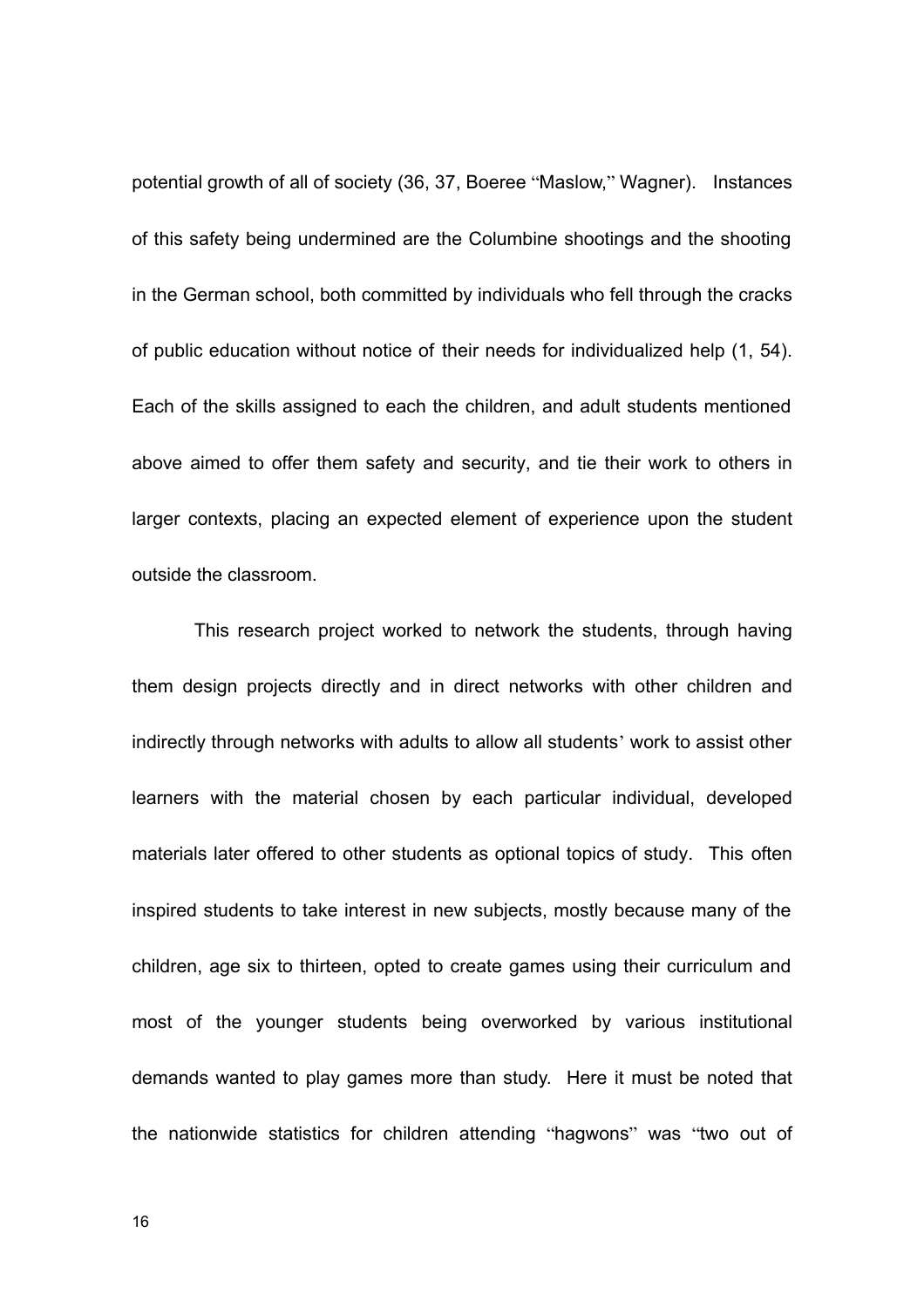potential growth of all of society (36, 37, Boeree "Maslow," Wagner). Instances of this safety being undermined are the Columbine shootings and the shooting in the German school, both committed by individuals who fell through the cracks of public education without notice of their needs for individualized help (1, 54). Each of the skills assigned to each the children, and adult students mentioned above aimed to offer them safety and security, and tie their work to others in larger contexts, placing an expected element of experience upon the student outside the classroom.

This research project worked to network the students, through having them design projects directly and in direct networks with other children and indirectly through networks with adults to allow all students' work to assist other learners with the material chosen by each particular individual, developed materials later offered to other students as optional topics of study. This often inspired students to take interest in new subjects, mostly because many of the children, age six to thirteen, opted to create games using their curriculum and most of the younger students being overworked by various institutional demands wanted to play games more than study. Here it must be noted that the nationwide statistics for children attending "hagwons" was "two out of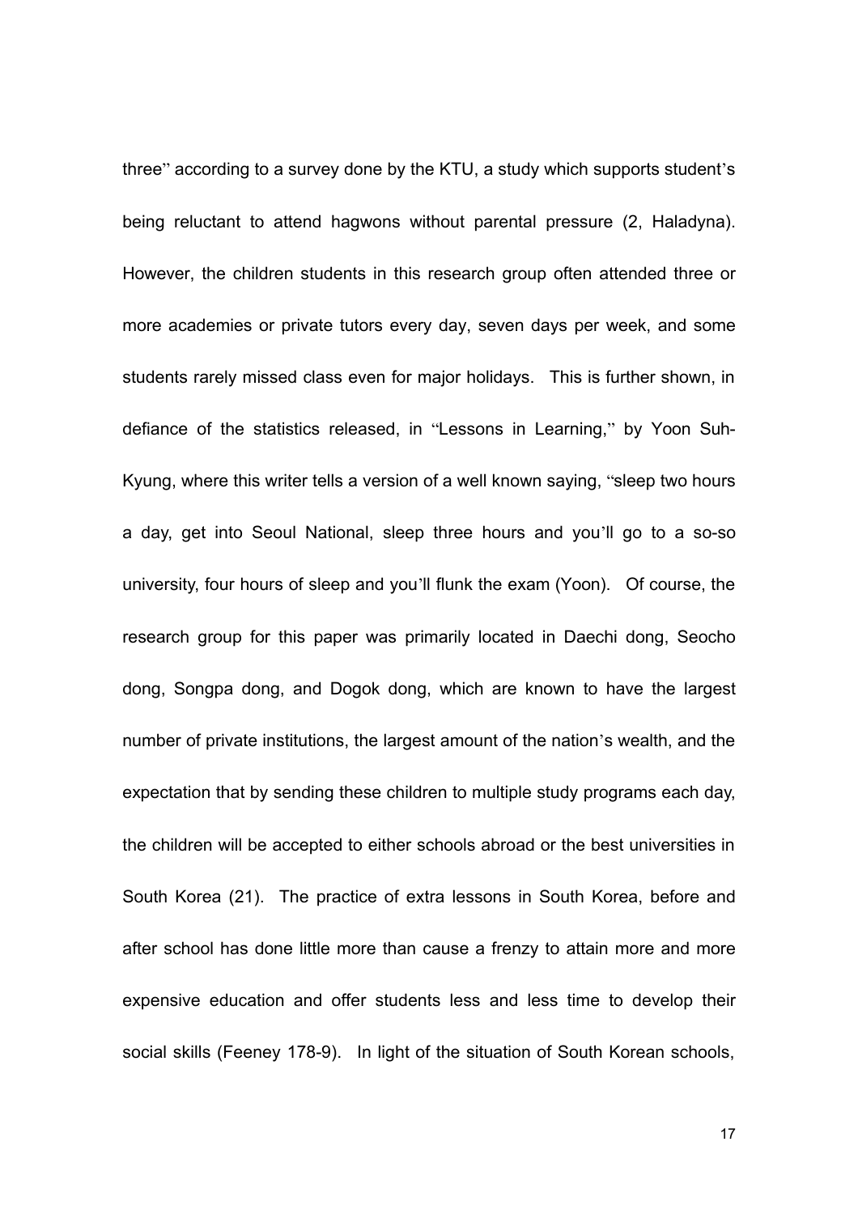three" according to a survey done by the KTU, a study which supports student's being reluctant to attend hagwons without parental pressure (2, Haladyna). However, the children students in this research group often attended three or more academies or private tutors every day, seven days per week, and some students rarely missed class even for major holidays. This is further shown, in defiance of the statistics released, in "Lessons in Learning," by Yoon Suh-Kyung, where this writer tells a version of a well known saying, "sleep two hours a day, get into Seoul National, sleep three hours and you'll go to a so-so university, four hours of sleep and you'll flunk the exam (Yoon). Of course, the research group for this paper was primarily located in Daechi dong, Seocho dong, Songpa dong, and Dogok dong, which are known to have the largest number of private institutions, the largest amount of the nation's wealth, and the expectation that by sending these children to multiple study programs each day, the children will be accepted to either schools abroad or the best universities in South Korea (21). The practice of extra lessons in South Korea, before and after school has done little more than cause a frenzy to attain more and more expensive education and offer students less and less time to develop their social skills (Feeney 178-9). In light of the situation of South Korean schools,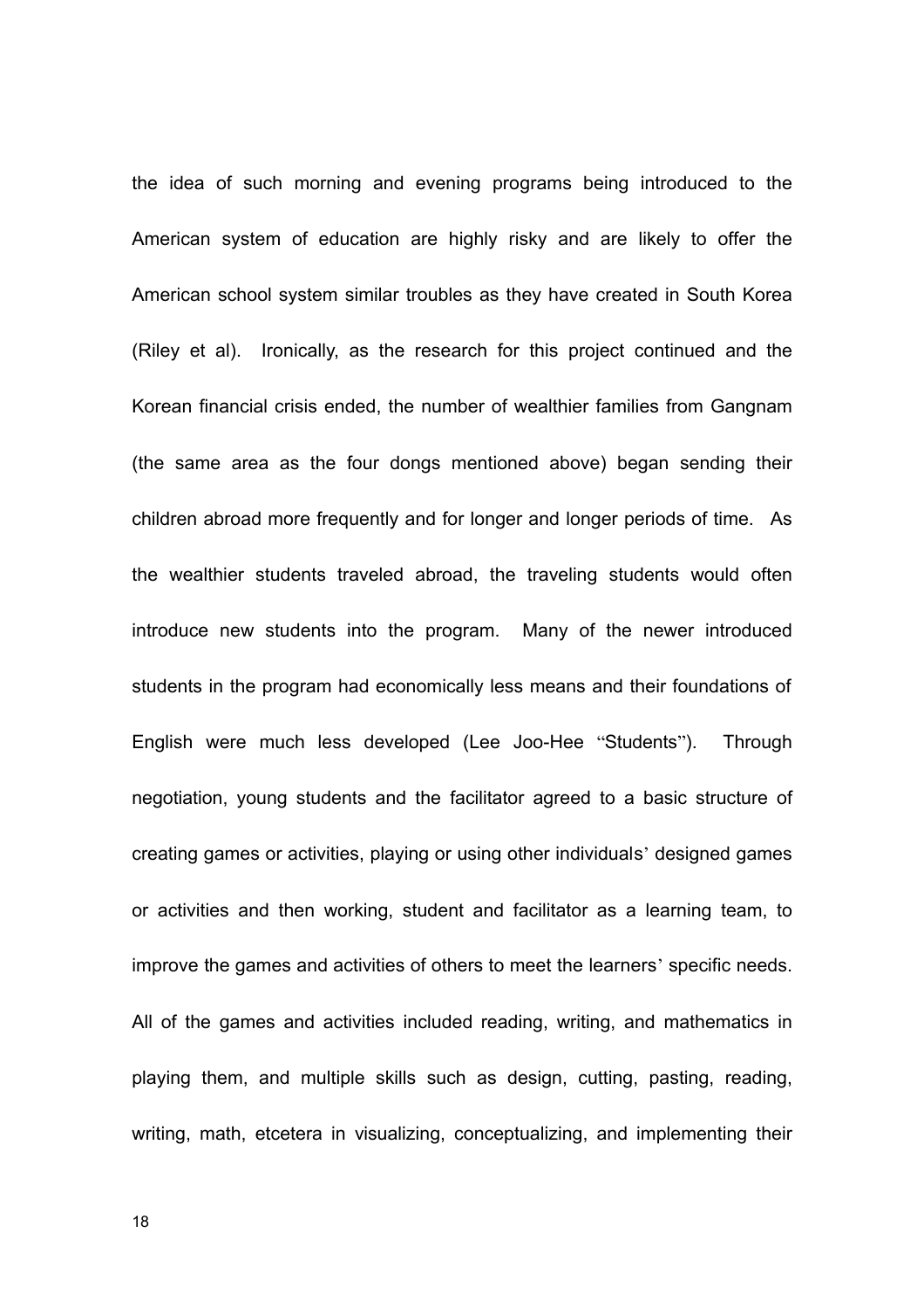the idea of such morning and evening programs being introduced to the American system of education are highly risky and are likely to offer the American school system similar troubles as they have created in South Korea (Riley et al). Ironically, as the research for this project continued and the Korean financial crisis ended, the number of wealthier families from Gangnam (the same area as the four dongs mentioned above) began sending their children abroad more frequently and for longer and longer periods of time. As the wealthier students traveled abroad, the traveling students would often introduce new students into the program. Many of the newer introduced students in the program had economically less means and their foundations of English were much less developed (Lee Joo-Hee "Students"). Through negotiation, young students and the facilitator agreed to a basic structure of creating games or activities, playing or using other individuals' designed games or activities and then working, student and facilitator as a learning team, to improve the games and activities of others to meet the learners' specific needs. All of the games and activities included reading, writing, and mathematics in playing them, and multiple skills such as design, cutting, pasting, reading, writing, math, etcetera in visualizing, conceptualizing, and implementing their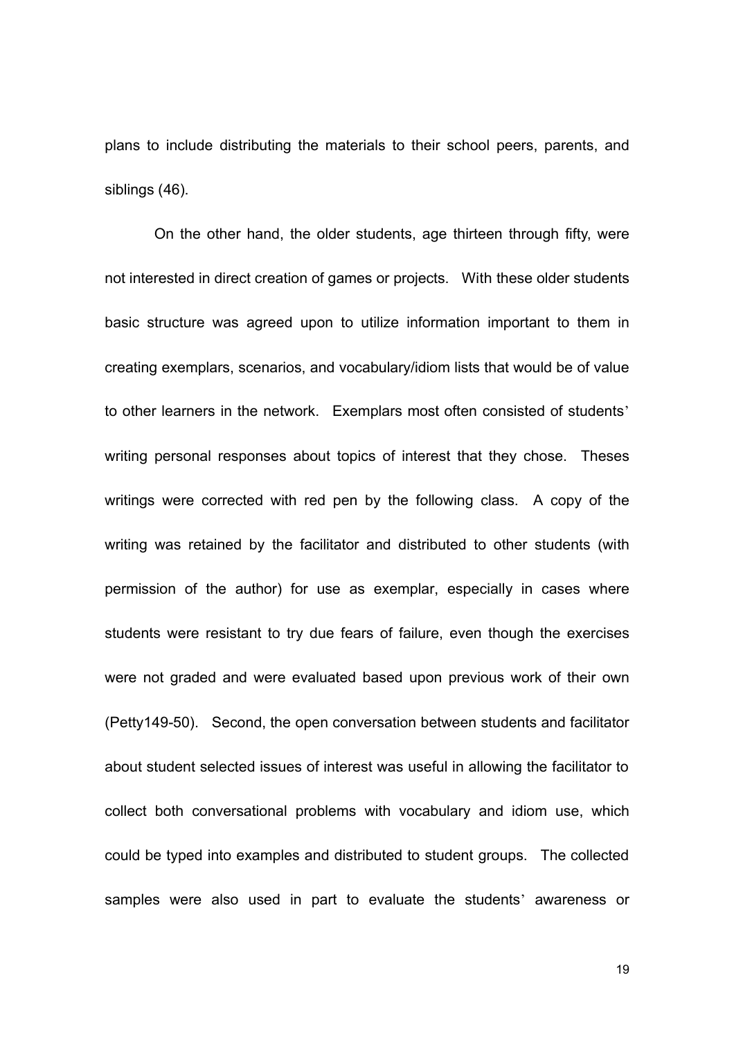plans to include distributing the materials to their school peers, parents, and siblings (46).

On the other hand, the older students, age thirteen through fifty, were not interested in direct creation of games or projects. With these older students basic structure was agreed upon to utilize information important to them in creating exemplars, scenarios, and vocabulary/idiom lists that would be of value to other learners in the network. Exemplars most often consisted of students' writing personal responses about topics of interest that they chose. Theses writings were corrected with red pen by the following class. A copy of the writing was retained by the facilitator and distributed to other students (with permission of the author) for use as exemplar, especially in cases where students were resistant to try due fears of failure, even though the exercises were not graded and were evaluated based upon previous work of their own (Petty149-50). Second, the open conversation between students and facilitator about student selected issues of interest was useful in allowing the facilitator to collect both conversational problems with vocabulary and idiom use, which could be typed into examples and distributed to student groups. The collected samples were also used in part to evaluate the students' awareness or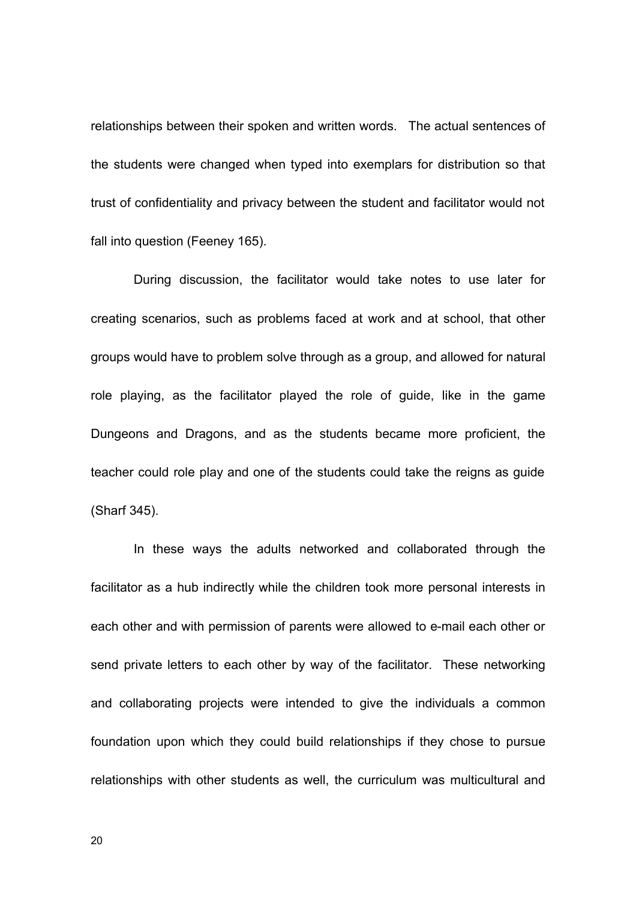relationships between their spoken and written words. The actual sentences of the students were changed when typed into exemplars for distribution so that trust of confidentiality and privacy between the student and facilitator would not fall into question (Feeney 165).

During discussion, the facilitator would take notes to use later for creating scenarios, such as problems faced at work and at school, that other groups would have to problem solve through as a group, and allowed for natural role playing, as the facilitator played the role of guide, like in the game Dungeons and Dragons, and as the students became more proficient, the teacher could role play and one of the students could take the reigns as guide (Sharf 345).

In these ways the adults networked and collaborated through the facilitator as a hub indirectly while the children took more personal interests in each other and with permission of parents were allowed to e-mail each other or send private letters to each other by way of the facilitator. These networking and collaborating projects were intended to give the individuals a common foundation upon which they could build relationships if they chose to pursue relationships with other students as well, the curriculum was multicultural and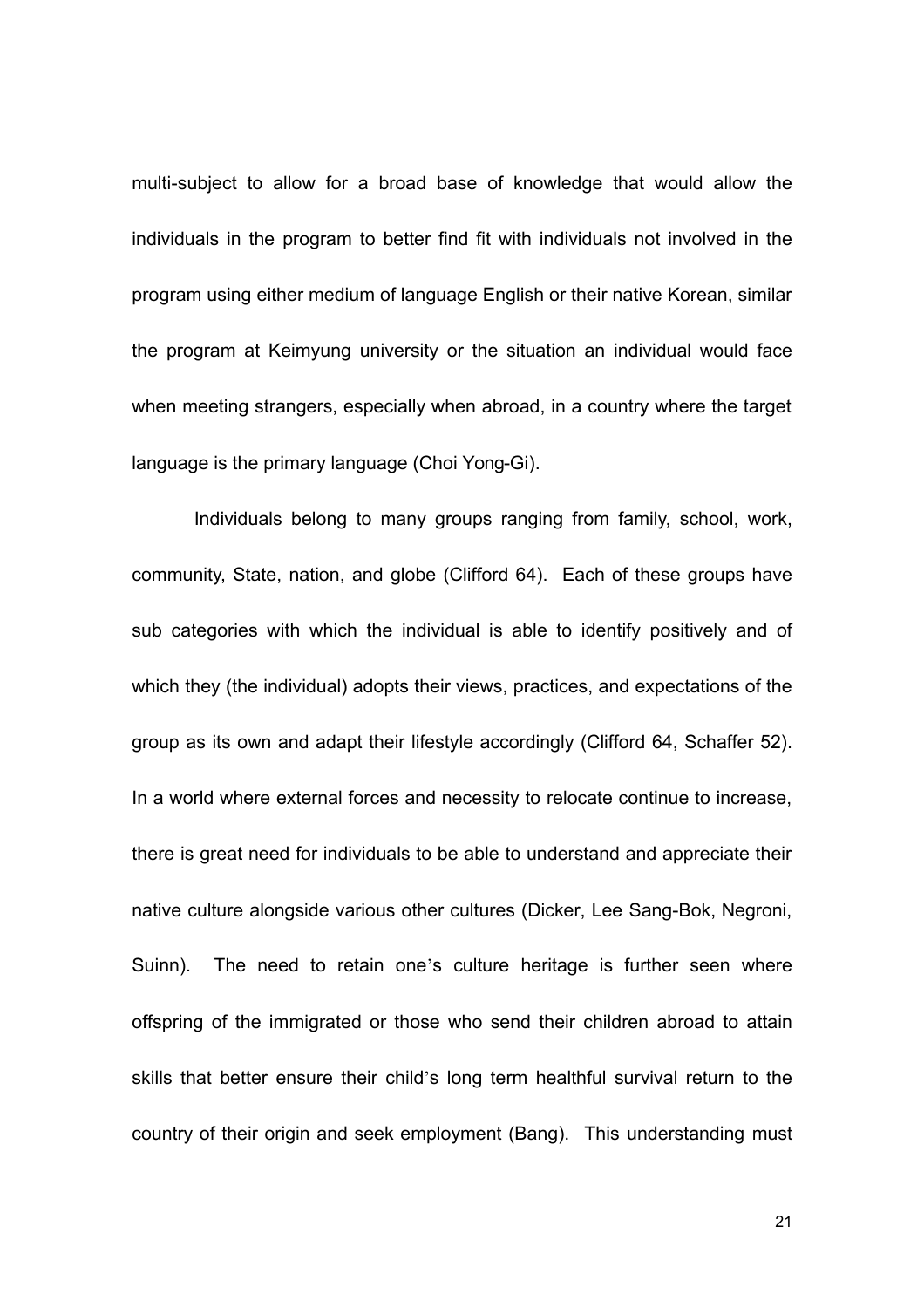multi-subject to allow for a broad base of knowledge that would allow the individuals in the program to better find fit with individuals not involved in the program using either medium of language English or their native Korean, similar the program at Keimyung university or the situation an individual would face when meeting strangers, especially when abroad, in a country where the target language is the primary language (Choi Yong-Gi).

Individuals belong to many groups ranging from family, school, work, community, State, nation, and globe (Clifford 64). Each of these groups have sub categories with which the individual is able to identify positively and of which they (the individual) adopts their views, practices, and expectations of the group as its own and adapt their lifestyle accordingly (Clifford 64, Schaffer 52). In a world where external forces and necessity to relocate continue to increase, there is great need for individuals to be able to understand and appreciate their native culture alongside various other cultures (Dicker, Lee Sang-Bok, Negroni, Suinn). The need to retain one's culture heritage is further seen where offspring of the immigrated or those who send their children abroad to attain skills that better ensure their child's long term healthful survival return to the country of their origin and seek employment (Bang). This understanding must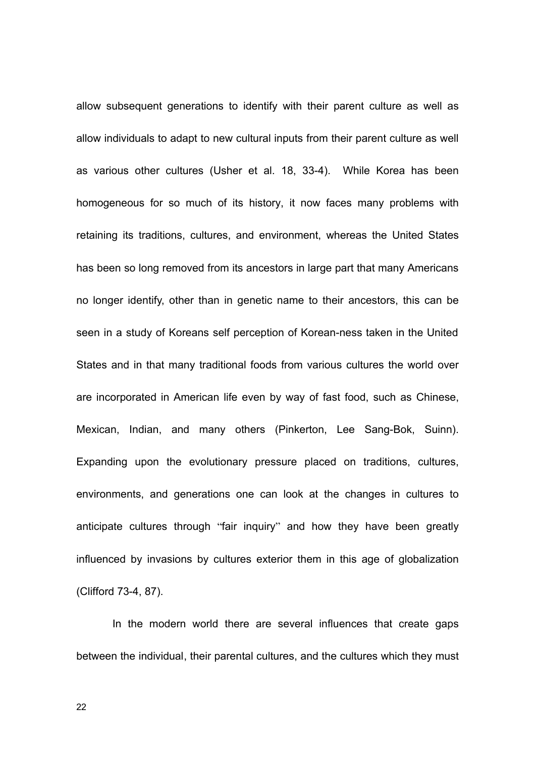allow subsequent generations to identify with their parent culture as well as allow individuals to adapt to new cultural inputs from their parent culture as well as various other cultures (Usher et al. 18, 33-4). While Korea has been homogeneous for so much of its history, it now faces many problems with retaining its traditions, cultures, and environment, whereas the United States has been so long removed from its ancestors in large part that many Americans no longer identify, other than in genetic name to their ancestors, this can be seen in a study of Koreans self perception of Korean-ness taken in the United States and in that many traditional foods from various cultures the world over are incorporated in American life even by way of fast food, such as Chinese, Mexican, Indian, and many others (Pinkerton, Lee Sang-Bok, Suinn). Expanding upon the evolutionary pressure placed on traditions, cultures, environments, and generations one can look at the changes in cultures to anticipate cultures through "fair inquiry" and how they have been greatly influenced by invasions by cultures exterior them in this age of globalization (Clifford 73-4, 87).

In the modern world there are several influences that create gaps between the individual, their parental cultures, and the cultures which they must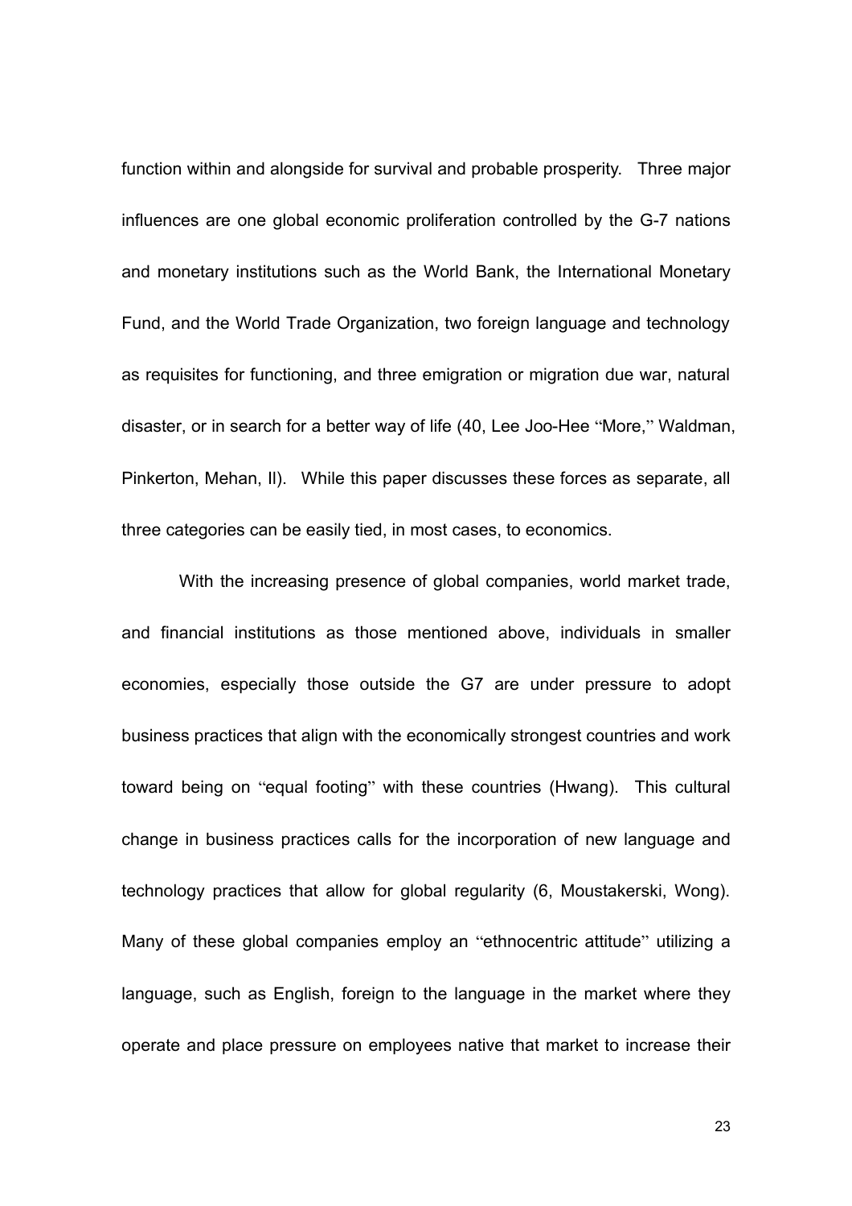function within and alongside for survival and probable prosperity. Three major influences are one global economic proliferation controlled by the G-7 nations and monetary institutions such as the World Bank, the International Monetary Fund, and the World Trade Organization, two foreign language and technology as requisites for functioning, and three emigration or migration due war, natural disaster, or in search for a better way of life (40, Lee Joo-Hee "More," Waldman, Pinkerton, Mehan, II). While this paper discusses these forces as separate, all three categories can be easily tied, in most cases, to economics.

With the increasing presence of global companies, world market trade, and financial institutions as those mentioned above, individuals in smaller economies, especially those outside the G7 are under pressure to adopt business practices that align with the economically strongest countries and work toward being on "equal footing" with these countries (Hwang). This cultural change in business practices calls for the incorporation of new language and technology practices that allow for global regularity (6, Moustakerski, Wong). Many of these global companies employ an "ethnocentric attitude" utilizing a language, such as English, foreign to the language in the market where they operate and place pressure on employees native that market to increase their